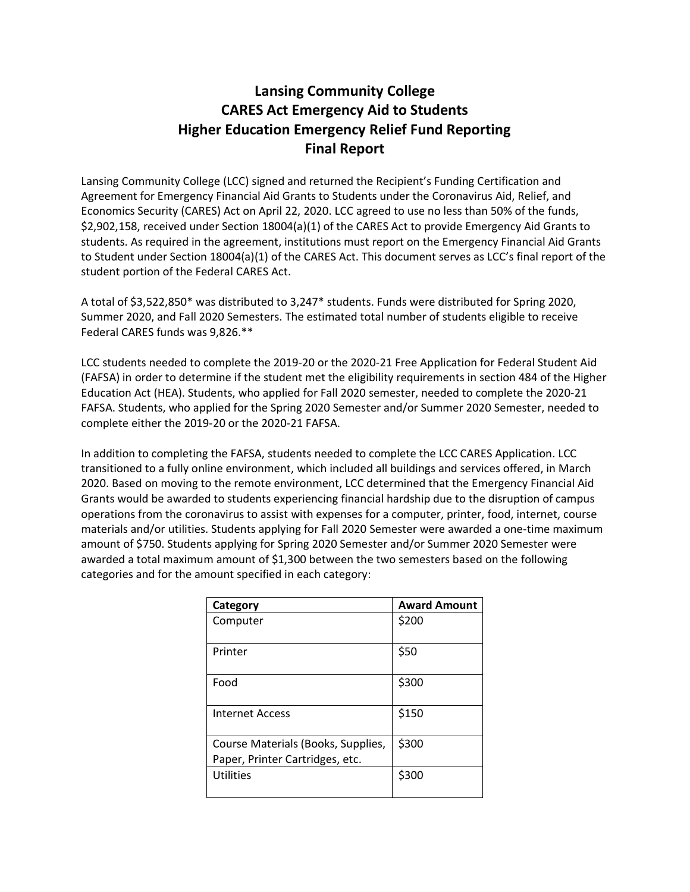# Lansing Community College
# CARES Act Emergency Aid to Students
# Higher Education Emergency Relief Fund Reporting
# Final Report

Lansing Community College (LCC) signed and returned the Recipient's Funding Certification and Agreement for Emergency Financial Aid Grants to Students under the Coronavirus Aid, Relief, and Economics Security (CARES) Act on April 22, 2020. LCC agreed to use no less than 50% of the funds, $2,902,158, received under Section 18004(a)(1) of the CARES Act to provide Emergency Aid Grants to students. As required in the agreement, institutions must report on the Emergency Financial Aid Grants to Student under Section 18004(a)(1) of the CARES Act. This document serves as LCC's final report of the student portion of the Federal CARES Act.

A total of $3,522,850* was distributed to 3,247* students. Funds were distributed for Spring 2020, Summer 2020, and Fall 2020 Semesters. The estimated total number of students eligible to receive Federal CARES funds was 9,826.**

LCC students needed to complete the 2019-20 or the 2020-21 Free Application for Federal Student Aid (FAFSA) in order to determine if the student met the eligibility requirements in section 484 of the Higher Education Act (HEA). Students, who applied for Fall 2020 semester, needed to complete the 2020-21 FAFSA. Students, who applied for the Spring 2020 Semester and/or Summer 2020 Semester, needed to complete either the 2019-20 or the 2020-21 FAFSA.

In addition to completing the FAFSA, students needed to complete the LCC CARES Application. LCC transitioned to a fully online environment, which included all buildings and services offered, in March 2020. Based on moving to the remote environment, LCC determined that the Emergency Financial Aid Grants would be awarded to students experiencing financial hardship due to the disruption of campus operations from the coronavirus to assist with expenses for a computer, printer, food, internet, course materials and/or utilities. Students applying for Fall 2020 Semester were awarded a one-time maximum amount of $750. Students applying for Spring 2020 Semester and/or Summer 2020 Semester were awarded a total maximum amount of $1,300 between the two semesters based on the following categories and for the amount specified in each category:

| Category | Award Amount |
|---|---|
| Computer | $200 |
| Printer | $50 |
| Food | $300 |
| Internet Access | $150 |
| Course Materials (Books, Supplies, Paper, Printer Cartridges, etc. | $300 |
| Utilities | $300 |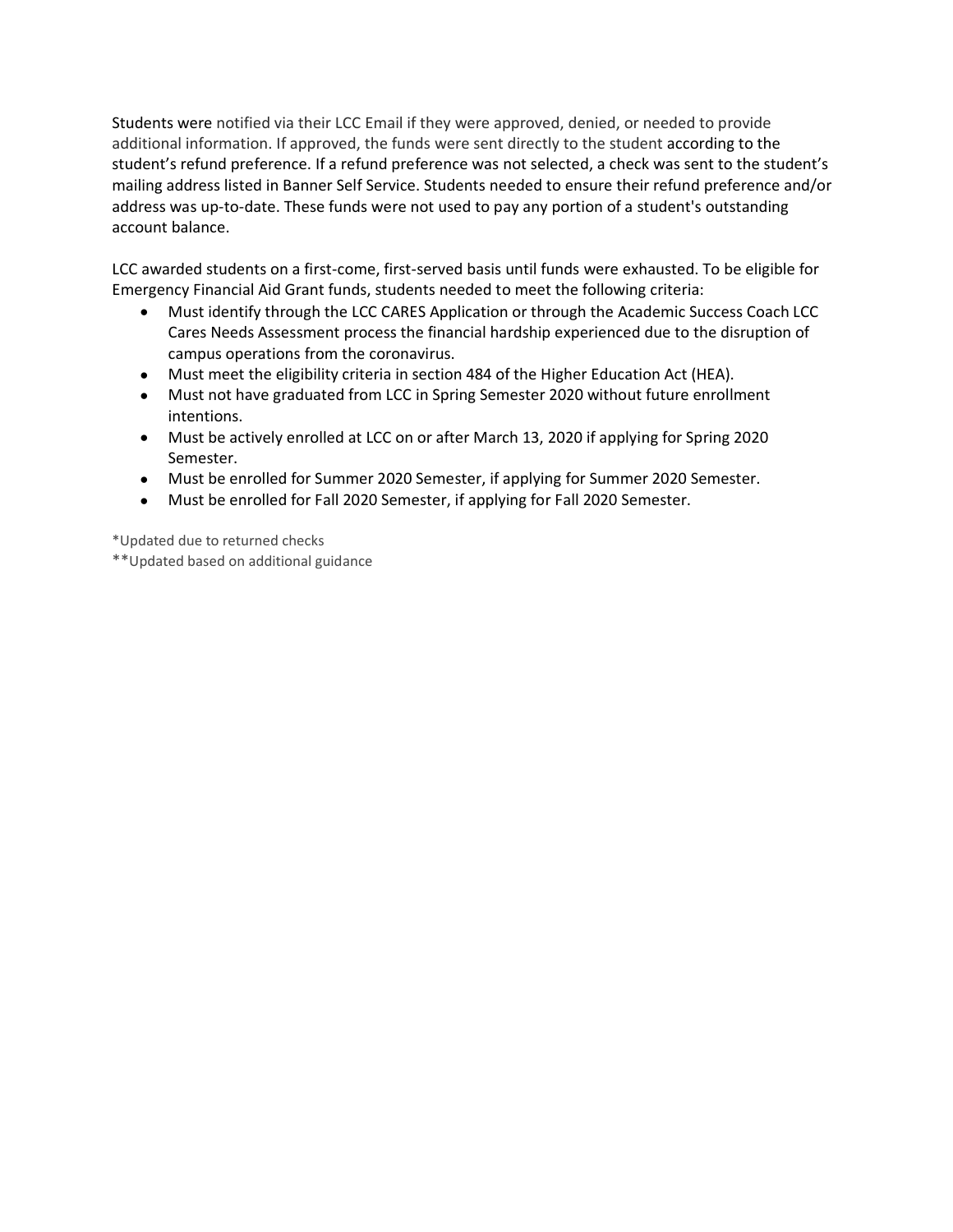Students were notified via their LCC Email if they were approved, denied, or needed to provide additional information. If approved, the funds were sent directly to the student according to the student's refund preference. If a refund preference was not selected, a check was sent to the student's mailing address listed in Banner Self Service. Students needed to ensure their refund preference and/or address was up-to-date. These funds were not used to pay any portion of a student's outstanding account balance.

LCC awarded students on a first-come, first-served basis until funds were exhausted. To be eligible for Emergency Financial Aid Grant funds, students needed to meet the following criteria:

- Must identify through the LCC CARES Application or through the Academic Success Coach LCC Cares Needs Assessment process the financial hardship experienced due to the disruption of campus operations from the coronavirus.
- Must meet the eligibility criteria in section 484 of the Higher Education Act (HEA).
- Must not have graduated from LCC in Spring Semester 2020 without future enrollment intentions.
- Must be actively enrolled at LCC on or after March 13, 2020 if applying for Spring 2020 Semester.
- Must be enrolled for Summer 2020 Semester, if applying for Summer 2020 Semester.
- Must be enrolled for Fall 2020 Semester, if applying for Fall 2020 Semester.

*Updated due to returned checks

**Updated based on additional guidance